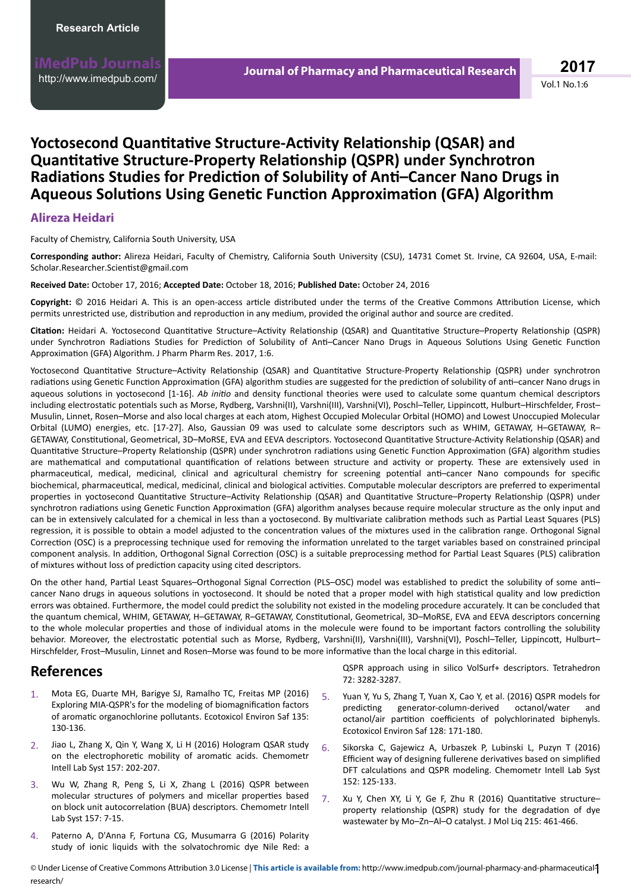Research Article

# Yoctosecond Quantitative Structure-Activity Relationship (QSAR) and Quantitative Structure-Property Relationship (QSPR) under Synchrotron Radiations Studies for Prediction of Solubility of Anti–Cancer Nano Drugs in Aqueous Solutions Using Genetic Function Approximation (GFA) Algorithm

**Alireza Heidari**

Faculty of Chemistry, California South University, USA

**Corresponding author:** Alireza Heidari, Faculty of Chemistry, California South University (CSU), 14731 Comet St. Irvine, CA 92604, USA, E-mail: Scholar.Researcher.Scientist@gmail.com

**Received Date:** October 17, 2016; **Accepted Date:** October 18, 2016; **Published Date:** October 24, 2016

**Copyright:** © 2016 Heidari A. This is an open-access article distributed under the terms of the Creative Commons Attribution License, which permits unrestricted use, distribution and reproduction in any medium, provided the original author and source are credited.

**Citation:** Heidari A. Yoctosecond Quantitative Structure–Activity Relationship (QSAR) and Quantitative Structure–Property Relationship (QSPR) under Synchrotron Radiations Studies for Prediction of Solubility of Anti–Cancer Nano Drugs in Aqueous Solutions Using Genetic Function Approximation (GFA) Algorithm. J Pharm Pharm Res. 2017, 1:6.

Yoctosecond Quantitative Structure–Activity Relationship (QSAR) and Quantitative Structure-Property Relationship (QSPR) under synchrotron radiations using Genetic Function Approximation (GFA) algorithm studies are suggested for the prediction of solubility of anti–cancer Nano drugs in aqueous solutions in yoctosecond [1-16]. *Ab initio* and density functional theories were used to calculate some quantum chemical descriptors including electrostatic potentials such as Morse, Rydberg, Varshni(II), Varshni(III), Varshni(VI), Poschl–Teller, Lippincott, Hulburt–Hirschfelder, Frost–Musulin, Linnet, Rosen–Morse and also local charges at each atom, Highest Occupied Molecular Orbital (HOMO) and Lowest Unoccupied Molecular Orbital (LUMO) energies, etc. [17-27]. Also, Gaussian 09 was used to calculate some descriptors such as WHIM, GETAWAY, H–GETAWAY, R–GETAWAY, Constitutional, Geometrical, 3D–MoRSE, EVA and EEVA descriptors. Yoctosecond Quantitative Structure-Activity Relationship (QSAR) and Quantitative Structure–Property Relationship (QSPR) under synchrotron radiations using Genetic Function Approximation (GFA) algorithm studies are mathematical and computational quantification of relations between structure and activity or property. These are extensively used in pharmaceutical, medical, medicinal, clinical and agricultural chemistry for screening potential anti–cancer Nano compounds for specific biochemical, pharmaceutical, medical, medicinal, clinical and biological activities. Computable molecular descriptors are preferred to experimental properties in yoctosecond Quantitative Structure–Activity Relationship (QSAR) and Quantitative Structure–Property Relationship (QSPR) under synchrotron radiations using Genetic Function Approximation (GFA) algorithm analyses because require molecular structure as the only input and can be in extensively calculated for a chemical in less than a yoctosecond. By multivariate calibration methods such as Partial Least Squares (PLS) regression, it is possible to obtain a model adjusted to the concentration values of the mixtures used in the calibration range. Orthogonal Signal Correction (OSC) is a preprocessing technique used for removing the information unrelated to the target variables based on constrained principal component analysis. In addition, Orthogonal Signal Correction (OSC) is a suitable preprocessing method for Partial Least Squares (PLS) calibration of mixtures without loss of prediction capacity using cited descriptors.

On the other hand, Partial Least Squares–Orthogonal Signal Correction (PLS–OSC) model was established to predict the solubility of some anti–cancer Nano drugs in aqueous solutions in yoctosecond. It should be noted that a proper model with high statistical quality and low prediction errors was obtained. Furthermore, the model could predict the solubility not existed in the modeling procedure accurately. It can be concluded that the quantum chemical, WHIM, GETAWAY, H–GETAWAY, R–GETAWAY, Constitutional, Geometrical, 3D–MoRSE, EVA and EEVA descriptors concerning to the whole molecular properties and those of individual atoms in the molecule were found to be important factors controlling the solubility behavior. Moreover, the electrostatic potential such as Morse, Rydberg, Varshni(II), Varshni(III), Varshni(VI), Poschl–Teller, Lippincott, Hulburt–Hirschfelder, Frost–Musulin, Linnet and Rosen–Morse was found to be more informative than the local charge in this editorial.

## References

1. Mota EG, Duarte MH, Barigye SJ, Ramalho TC, Freitas MP (2016) Exploring MIA-QSPR's for the modeling of biomagnification factors of aromatic organochlorine pollutants. Ecotoxicol Environ Saf 135: 130-136.
2. Jiao L, Zhang X, Qin Y, Wang X, Li H (2016) Hologram QSAR study on the electrophoretic mobility of aromatic acids. Chemometr Intell Lab Syst 157: 202-207.
3. Wu W, Zhang R, Peng S, Li X, Zhang L (2016) QSPR between molecular structures of polymers and micellar properties based on block unit autocorrelation (BUA) descriptors. Chemometr Intell Lab Syst 157: 7-15.
4. Paterno A, D'Anna F, Fortuna CG, Musumarra G (2016) Polarity study of ionic liquids with the solvatochromic dye Nile Red: a QSPR approach using in silico VolSurf+ descriptors. Tetrahedron 72: 3282-3287.
5. Yuan Y, Yu S, Zhang T, Yuan X, Cao Y, et al. (2016) QSPR models for predicting generator-column-derived octanol/water and octanol/air partition coefficients of polychlorinated biphenyls. Ecotoxicol Environ Saf 128: 171-180.
6. Sikorska C, Gajewicz A, Urbaszek P, Lubinski L, Puzyn T (2016) Efficient way of designing fullerene derivatives based on simplified DFT calculations and QSPR modeling. Chemometr Intell Lab Syst 152: 125-133.
7. Xu Y, Chen XY, Li Y, Ge F, Zhu R (2016) Quantitative structure–property relationship (QSPR) study for the degradation of dye wastewater by Mo–Zn–Al–O catalyst. J Mol Liq 215: 461-466.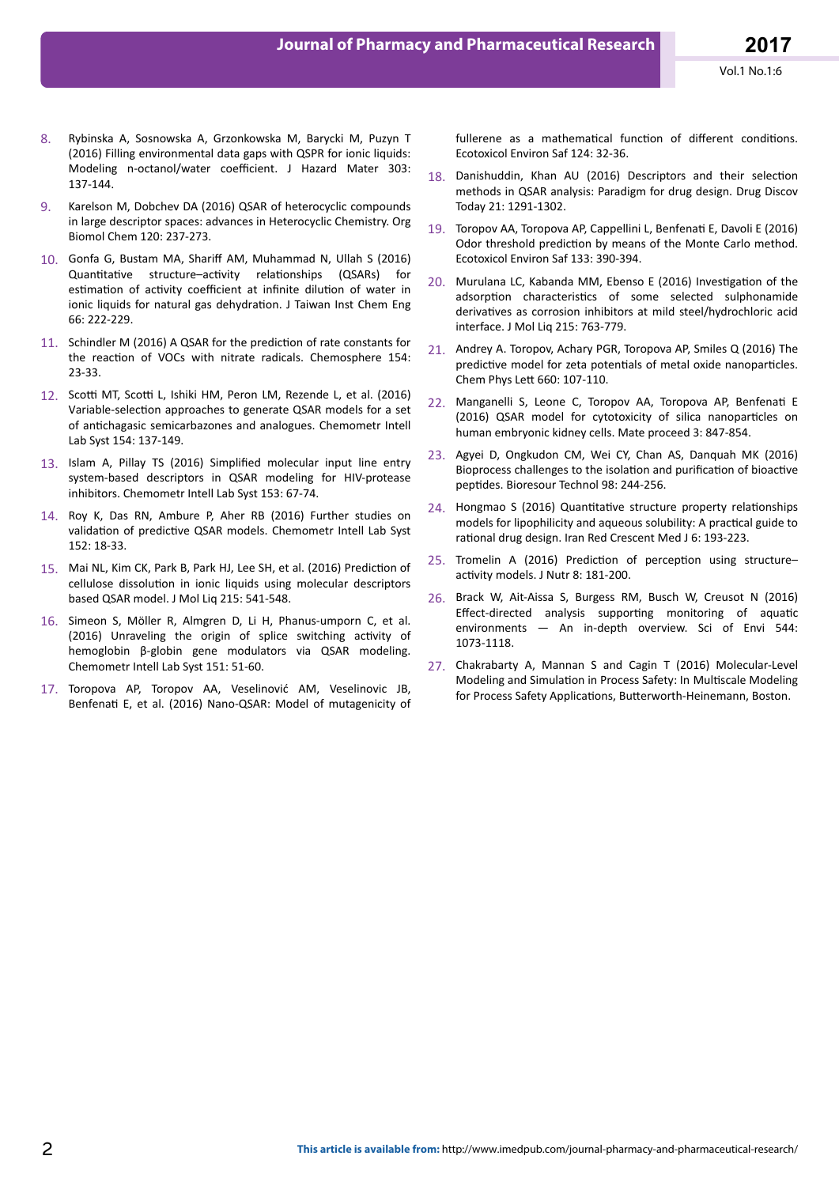8. Rybinska A, Sosnowska A, Grzonkowska M, Barycki M, Puzyn T (2016) Filling environmental data gaps with QSPR for ionic liquids: Modeling n-octanol/water coefficient. J Hazard Mater 303: 137-144.

9. Karelson M, Dobchev DA (2016) QSAR of heterocyclic compounds in large descriptor spaces: advances in Heterocyclic Chemistry. Org Biomol Chem 120: 237-273.

10. Gonfa G, Bustam MA, Shariff AM, Muhammad N, Ullah S (2016) Quantitative structure–activity relationships (QSARs) for estimation of activity coefficient at infinite dilution of water in ionic liquids for natural gas dehydration. J Taiwan Inst Chem Eng 66: 222-229.

11. Schindler M (2016) A QSAR for the prediction of rate constants for the reaction of VOCs with nitrate radicals. Chemosphere 154: 23-33.

12. Scotti MT, Scotti L, Ishiki HM, Peron LM, Rezende L, et al. (2016) Variable-selection approaches to generate QSAR models for a set of antichagasic semicarbazones and analogues. Chemometr Intell Lab Syst 154: 137-149.

13. Islam A, Pillay TS (2016) Simplified molecular input line entry system-based descriptors in QSAR modeling for HIV-protease inhibitors. Chemometr Intell Lab Syst 153: 67-74.

14. Roy K, Das RN, Ambure P, Aher RB (2016) Further studies on validation of predictive QSAR models. Chemometr Intell Lab Syst 152: 18-33.

15. Mai NL, Kim CK, Park B, Park HJ, Lee SH, et al. (2016) Prediction of cellulose dissolution in ionic liquids using molecular descriptors based QSAR model. J Mol Liq 215: 541-548.

16. Simeon S, Möller R, Almgren D, Li H, Phanus-umporn C, et al. (2016) Unraveling the origin of splice switching activity of hemoglobin β-globin gene modulators via QSAR modeling. Chemometr Intell Lab Syst 151: 51-60.

17. Toropova AP, Toropov AA, Veselinović AM, Veselinovic JB, Benfenati E, et al. (2016) Nano-QSAR: Model of mutagenicity of fullerene as a mathematical function of different conditions. Ecotoxicol Environ Saf 124: 32-36.

18. Danishuddin, Khan AU (2016) Descriptors and their selection methods in QSAR analysis: Paradigm for drug design. Drug Discov Today 21: 1291-1302.

19. Toropov AA, Toropova AP, Cappellini L, Benfenati E, Davoli E (2016) Odor threshold prediction by means of the Monte Carlo method. Ecotoxicol Environ Saf 133: 390-394.

20. Murulana LC, Kabanda MM, Ebenso E (2016) Investigation of the adsorption characteristics of some selected sulphonamide derivatives as corrosion inhibitors at mild steel/hydrochloric acid interface. J Mol Liq 215: 763-779.

21. Andrey A. Toropov, Achary PGR, Toropova AP, Smiles Q (2016) The predictive model for zeta potentials of metal oxide nanoparticles. Chem Phys Lett 660: 107-110.

22. Manganelli S, Leone C, Toropov AA, Toropova AP, Benfenati E (2016) QSAR model for cytotoxicity of silica nanoparticles on human embryonic kidney cells. Mate proceed 3: 847-854.

23. Agyei D, Ongkudon CM, Wei CY, Chan AS, Danquah MK (2016) Bioprocess challenges to the isolation and purification of bioactive peptides. Bioresour Technol 98: 244-256.

24. Hongmao S (2016) Quantitative structure property relationships models for lipophilicity and aqueous solubility: A practical guide to rational drug design. Iran Red Crescent Med J 6: 193-223.

25. Tromelin A (2016) Prediction of perception using structure–activity models. J Nutr 8: 181-200.

26. Brack W, Ait-Aissa S, Burgess RM, Busch W, Creusot N (2016) Effect-directed analysis supporting monitoring of aquatic environments — An in-depth overview. Sci of Envi 544: 1073-1118.

27. Chakrabarty A, Mannan S and Cagin T (2016) Molecular-Level Modeling and Simulation in Process Safety: In Multiscale Modeling for Process Safety Applications, Butterworth-Heinemann, Boston.